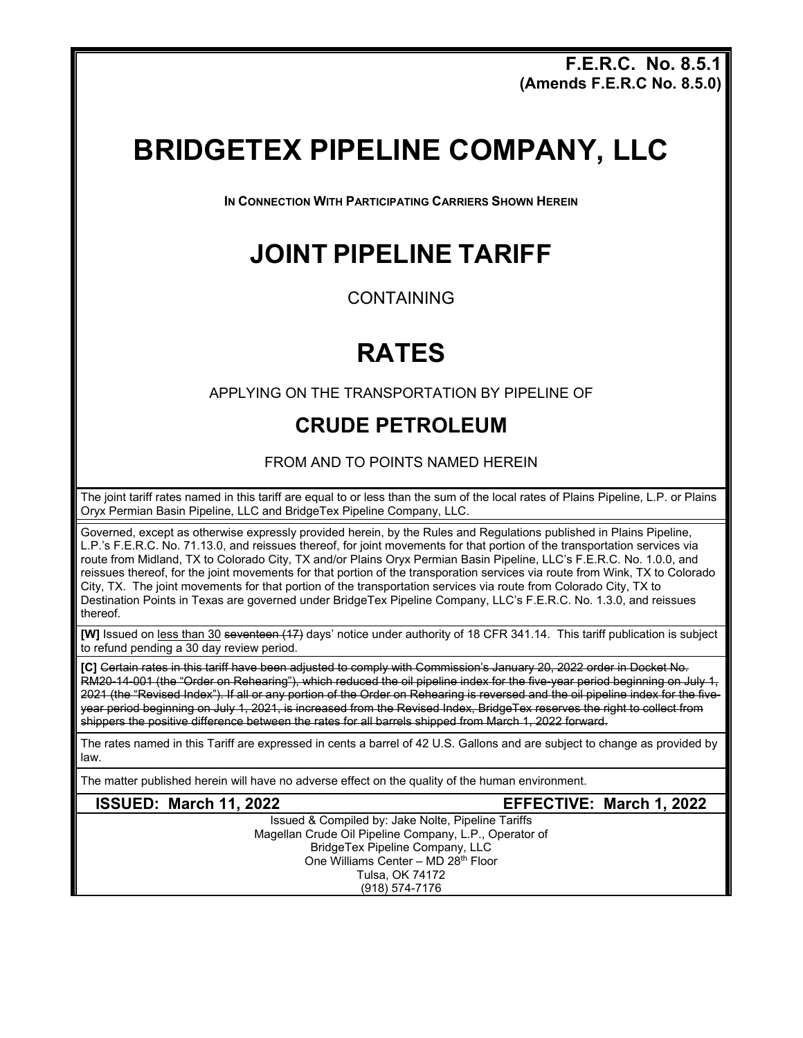**F.E.R.C. No. 8.5.1**
**(Amends F.E.R.C No. 8.5.0)**

# BRIDGETEX PIPELINE COMPANY, LLC

**IN CONNECTION WITH PARTICIPATING CARRIERS SHOWN HEREIN**

# JOINT PIPELINE TARIFF

CONTAINING

# RATES

APPLYING ON THE TRANSPORTATION BY PIPELINE OF

## CRUDE PETROLEUM

FROM AND TO POINTS NAMED HEREIN

The joint tariff rates named in this tariff are equal to or less than the sum of the local rates of Plains Pipeline, L.P. or Plains Oryx Permian Basin Pipeline, LLC and BridgeTex Pipeline Company, LLC.

Governed, except as otherwise expressly provided herein, by the Rules and Regulations published in Plains Pipeline, L.P.'s F.E.R.C. No. 71.13.0, and reissues thereof, for joint movements for that portion of the transportation services via route from Midland, TX to Colorado City, TX and/or Plains Oryx Permian Basin Pipeline, LLC's F.E.R.C. No. 1.0.0, and reissues thereof, for the joint movements for that portion of the transporation services via route from Wink, TX to Colorado City, TX. The joint movements for that portion of the transportation services via route from Colorado City, TX to Destination Points in Texas are governed under BridgeTex Pipeline Company, LLC's F.E.R.C. No. 1.3.0, and reissues thereof.

**[W]** Issued on less than 30 ~~seventeen (17)~~ days' notice under authority of 18 CFR 341.14. This tariff publication is subject to refund pending a 30 day review period.

**[C]** ~~Certain rates in this tariff have been adjusted to comply with Commission's January 20, 2022 order in Docket No. RM20-14-001 (the "Order on Rehearing"), which reduced the oil pipeline index for the five-year period beginning on July 1, 2021 (the "Revised Index"). If all or any portion of the Order on Rehearing is reversed and the oil pipeline index for the five-year period beginning on July 1, 2021, is increased from the Revised Index, BridgeTex reserves the right to collect from shippers the positive difference between the rates for all barrels shipped from March 1, 2022 forward.~~

The rates named in this Tariff are expressed in cents a barrel of 42 U.S. Gallons and are subject to change as provided by law.

The matter published herein will have no adverse effect on the quality of the human environment.

**ISSUED: March 11, 2022** **EFFECTIVE: March 1, 2022**

Issued & Compiled by: Jake Nolte, Pipeline Tariffs
Magellan Crude Oil Pipeline Company, L.P., Operator of
BridgeTex Pipeline Company, LLC
One Williams Center – MD 28th Floor
Tulsa, OK 74172
(918) 574-7176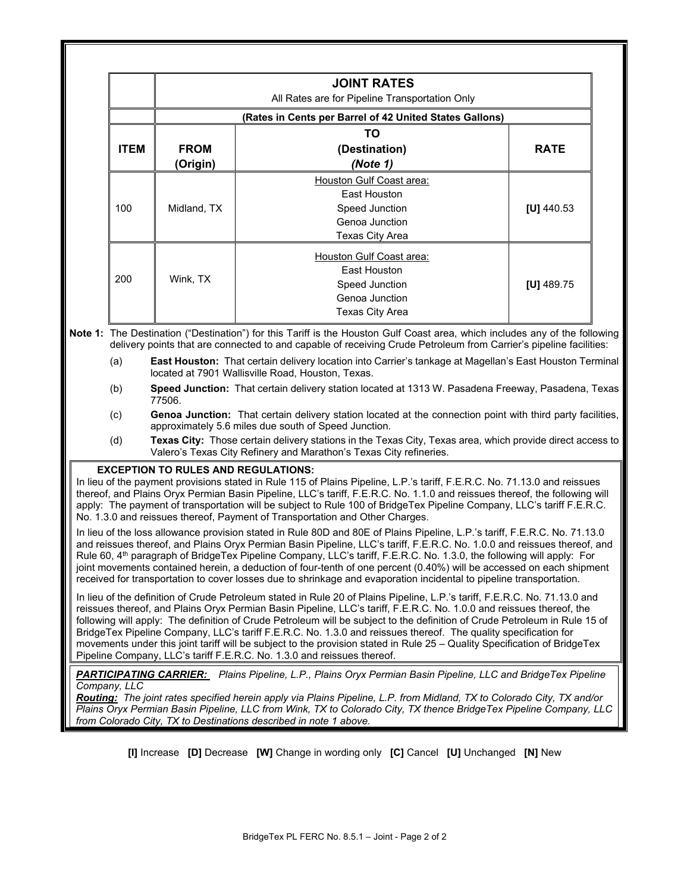| ITEM | FROM (Origin) | TO (Destination) (Note 1) | RATE |
|---|---|---|---|
| | | **JOINT RATES** All Rates are for Pipeline Transportation Only | |
| | | **(Rates in Cents per Barrel of 42 United States Gallons)** | |
| 100 | Midland, TX | Houston Gulf Coast area: East Houston, Speed Junction, Genoa Junction, Texas City Area | **[U]** 440.53 |
| 200 | Wink, TX | Houston Gulf Coast area: East Houston, Speed Junction, Genoa Junction, Texas City Area | **[U]** 489.75 |

**Note 1:** The Destination ("Destination") for this Tariff is the Houston Gulf Coast area, which includes any of the following delivery points that are connected to and capable of receiving Crude Petroleum from Carrier's pipeline facilities:

(a) **East Houston:** That certain delivery location into Carrier's tankage at Magellan's East Houston Terminal located at 7901 Wallisville Road, Houston, Texas.

(b) **Speed Junction:** That certain delivery station located at 1313 W. Pasadena Freeway, Pasadena, Texas 77506.

(c) **Genoa Junction:** That certain delivery station located at the connection point with third party facilities, approximately 5.6 miles due south of Speed Junction.

(d) **Texas City:** Those certain delivery stations in the Texas City, Texas area, which provide direct access to Valero's Texas City Refinery and Marathon's Texas City refineries.

**EXCEPTION TO RULES AND REGULATIONS:**

In lieu of the payment provisions stated in Rule 115 of Plains Pipeline, L.P.'s tariff, F.E.R.C. No. 71.13.0 and reissues thereof, and Plains Oryx Permian Basin Pipeline, LLC's tariff, F.E.R.C. No. 1.1.0 and reissues thereof, the following will apply: The payment of transportation will be subject to Rule 100 of BridgeTex Pipeline Company, LLC's tariff F.E.R.C. No. 1.3.0 and reissues thereof, Payment of Transportation and Other Charges.

In lieu of the loss allowance provision stated in Rule 80D and 80E of Plains Pipeline, L.P.'s tariff, F.E.R.C. No. 71.13.0 and reissues thereof, and Plains Oryx Permian Basin Pipeline, LLC's tariff, F.E.R.C. No. 1.0.0 and reissues thereof, and Rule 60, 4th paragraph of BridgeTex Pipeline Company, LLC's tariff, F.E.R.C. No. 1.3.0, the following will apply: For joint movements contained herein, a deduction of four-tenth of one percent (0.40%) will be accessed on each shipment received for transportation to cover losses due to shrinkage and evaporation incidental to pipeline transportation.

In lieu of the definition of Crude Petroleum stated in Rule 20 of Plains Pipeline, L.P.'s tariff, F.E.R.C. No. 71.13.0 and reissues thereof, and Plains Oryx Permian Basin Pipeline, LLC's tariff, F.E.R.C. No. 1.0.0 and reissues thereof, the following will apply: The definition of Crude Petroleum will be subject to the definition of Crude Petroleum in Rule 15 of BridgeTex Pipeline Company, LLC's tariff F.E.R.C. No. 1.3.0 and reissues thereof. The quality specification for movements under this joint tariff will be subject to the provision stated in Rule 25 – Quality Specification of BridgeTex Pipeline Company, LLC's tariff F.E.R.C. No. 1.3.0 and reissues thereof.

***PARTICIPATING CARRIER:*** *Plains Pipeline, L.P., Plains Oryx Permian Basin Pipeline, LLC and BridgeTex Pipeline Company, LLC*

***Routing:*** *The joint rates specified herein apply via Plains Pipeline, L.P. from Midland, TX to Colorado City, TX and/or Plains Oryx Permian Basin Pipeline, LLC from Wink, TX to Colorado City, TX thence BridgeTex Pipeline Company, LLC from Colorado City, TX to Destinations described in note 1 above.*

**[I]** Increase **[D]** Decrease **[W]** Change in wording only **[C]** Cancel **[U]** Unchanged **[N]** New